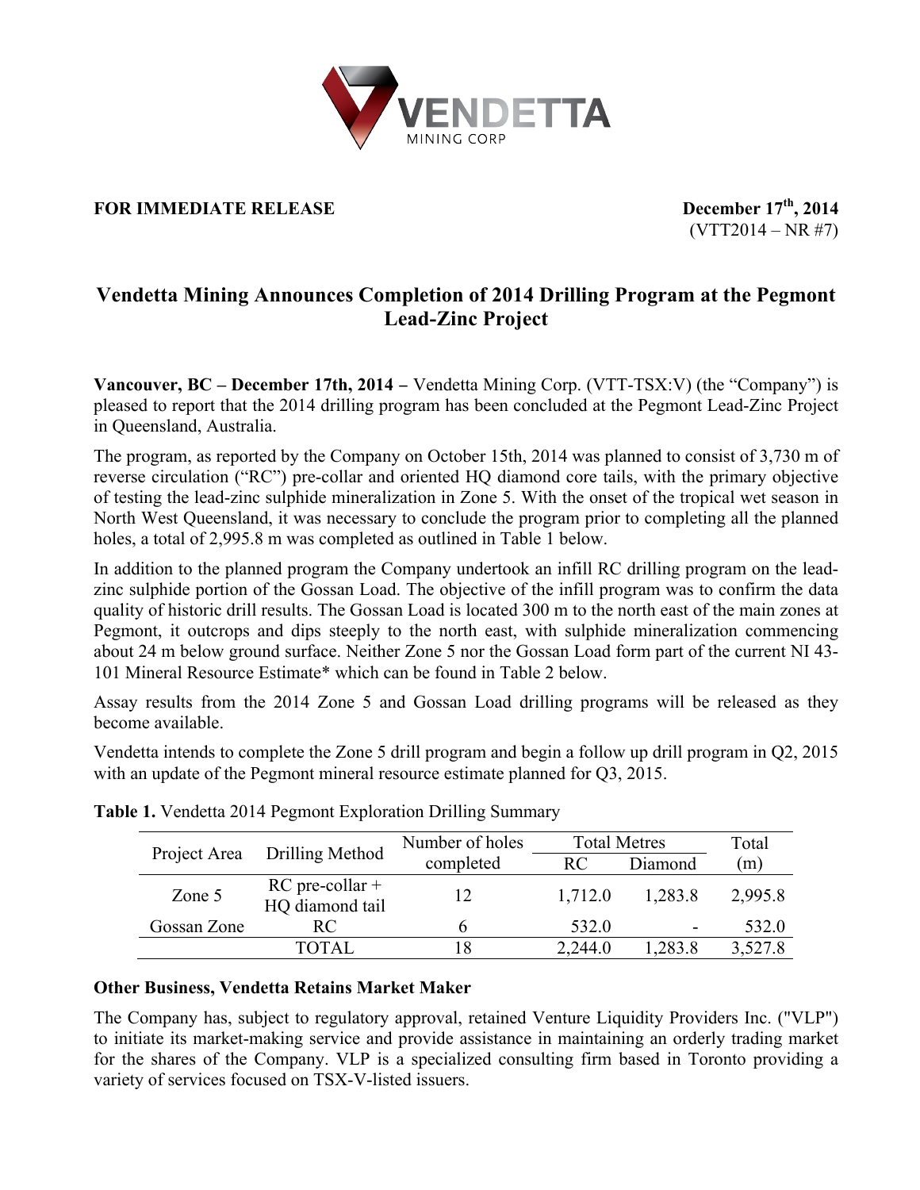**FOR IMMEDIATE RELEASE**

**December 17th, 2014**
(VTT2014 – NR #7)

# Vendetta Mining Announces Completion of 2014 Drilling Program at the Pegmont Lead-Zinc Project

**Vancouver, BC – December 17th, 2014 –** Vendetta Mining Corp. (VTT-TSX:V) (the "Company") is pleased to report that the 2014 drilling program has been concluded at the Pegmont Lead-Zinc Project in Queensland, Australia.

The program, as reported by the Company on October 15th, 2014 was planned to consist of 3,730 m of reverse circulation ("RC") pre-collar and oriented HQ diamond core tails, with the primary objective of testing the lead-zinc sulphide mineralization in Zone 5. With the onset of the tropical wet season in North West Queensland, it was necessary to conclude the program prior to completing all the planned holes, a total of 2,995.8 m was completed as outlined in Table 1 below.

In addition to the planned program the Company undertook an infill RC drilling program on the lead-zinc sulphide portion of the Gossan Load. The objective of the infill program was to confirm the data quality of historic drill results. The Gossan Load is located 300 m to the north east of the main zones at Pegmont, it outcrops and dips steeply to the north east, with sulphide mineralization commencing about 24 m below ground surface. Neither Zone 5 nor the Gossan Load form part of the current NI 43-101 Mineral Resource Estimate* which can be found in Table 2 below.

Assay results from the 2014 Zone 5 and Gossan Load drilling programs will be released as they become available.

Vendetta intends to complete the Zone 5 drill program and begin a follow up drill program in Q2, 2015 with an update of the Pegmont mineral resource estimate planned for Q3, 2015.

**Table 1.** Vendetta 2014 Pegmont Exploration Drilling Summary

| Project Area | Drilling Method | Number of holes completed | Total Metres | | Total (m) |
|---|---|---|---|---|---|
| | | | RC | Diamond | |
| Zone 5 | RC pre-collar + HQ diamond tail | 12 | 1,712.0 | 1,283.8 | 2,995.8 |
| Gossan Zone | RC | 6 | 532.0 | - | 532.0 |
| | TOTAL | 18 | 2,244.0 | 1,283.8 | 3,527.8 |

### Other Business, Vendetta Retains Market Maker

The Company has, subject to regulatory approval, retained Venture Liquidity Providers Inc. ("VLP") to initiate its market-making service and provide assistance in maintaining an orderly trading market for the shares of the Company. VLP is a specialized consulting firm based in Toronto providing a variety of services focused on TSX-V-listed issuers.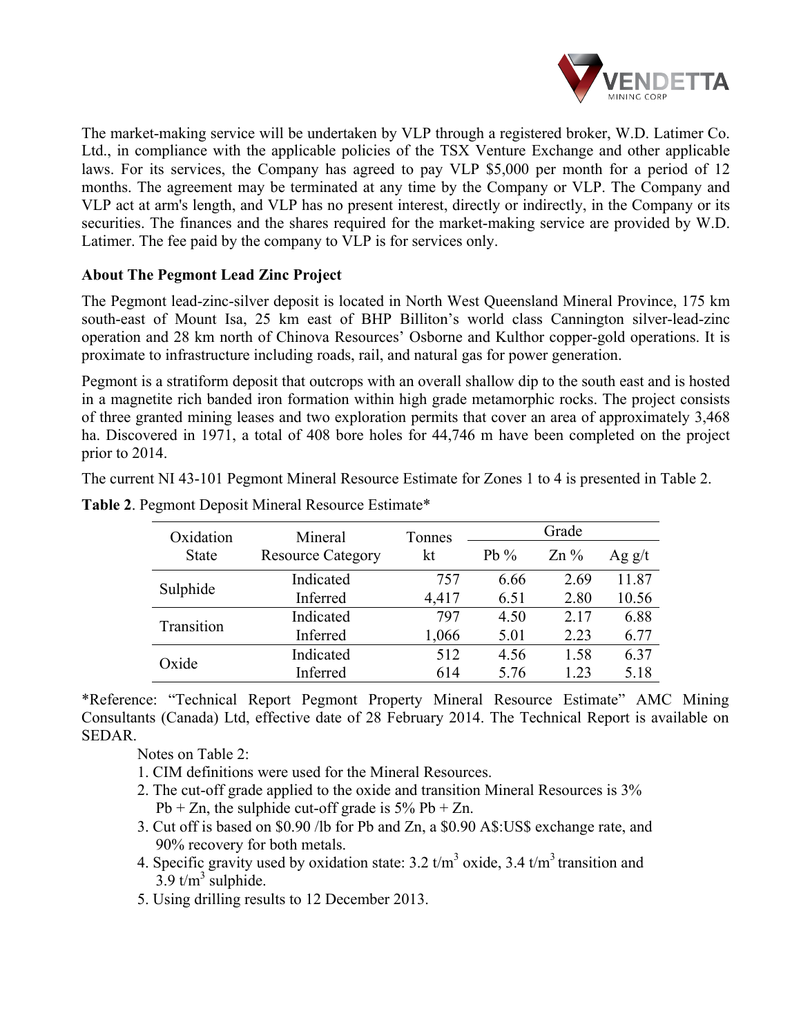The market-making service will be undertaken by VLP through a registered broker, W.D. Latimer Co. Ltd., in compliance with the applicable policies of the TSX Venture Exchange and other applicable laws. For its services, the Company has agreed to pay VLP $5,000 per month for a period of 12 months. The agreement may be terminated at any time by the Company or VLP. The Company and VLP act at arm's length, and VLP has no present interest, directly or indirectly, in the Company or its securities. The finances and the shares required for the market-making service are provided by W.D. Latimer. The fee paid by the company to VLP is for services only.

**About The Pegmont Lead Zinc Project**

The Pegmont lead-zinc-silver deposit is located in North West Queensland Mineral Province, 175 km south-east of Mount Isa, 25 km east of BHP Billiton's world class Cannington silver-lead-zinc operation and 28 km north of Chinova Resources' Osborne and Kulthor copper-gold operations. It is proximate to infrastructure including roads, rail, and natural gas for power generation.

Pegmont is a stratiform deposit that outcrops with an overall shallow dip to the south east and is hosted in a magnetite rich banded iron formation within high grade metamorphic rocks. The project consists of three granted mining leases and two exploration permits that cover an area of approximately 3,468 ha. Discovered in 1971, a total of 408 bore holes for 44,746 m have been completed on the project prior to 2014.

The current NI 43-101 Pegmont Mineral Resource Estimate for Zones 1 to 4 is presented in Table 2.

**Table 2**. Pegmont Deposit Mineral Resource Estimate*

| Oxidation State | Mineral Resource Category | Tonnes kt | Grade | | |
|---|---|---|---|---|---|
| | | | Pb % | Zn % | Ag g/t |
| Sulphide | Indicated | 757 | 6.66 | 2.69 | 11.87 |
| | Inferred | 4,417 | 6.51 | 2.80 | 10.56 |
| Transition | Indicated | 797 | 4.50 | 2.17 | 6.88 |
| | Inferred | 1,066 | 5.01 | 2.23 | 6.77 |
| Oxide | Indicated | 512 | 4.56 | 1.58 | 6.37 |
| | Inferred | 614 | 5.76 | 1.23 | 5.18 |

*Reference: "Technical Report Pegmont Property Mineral Resource Estimate" AMC Mining Consultants (Canada) Ltd, effective date of 28 February 2014. The Technical Report is available on SEDAR.

Notes on Table 2:

1. CIM definitions were used for the Mineral Resources.
2. The cut-off grade applied to the oxide and transition Mineral Resources is 3% Pb + Zn, the sulphide cut-off grade is 5% Pb + Zn.
3. Cut off is based on $0.90 /lb for Pb and Zn, a $0.90 A$:US$ exchange rate, and 90% recovery for both metals.
4. Specific gravity used by oxidation state: 3.2 t/m$^3$ oxide, 3.4 t/m$^3$ transition and 3.9 t/m$^3$ sulphide.
5. Using drilling results to 12 December 2013.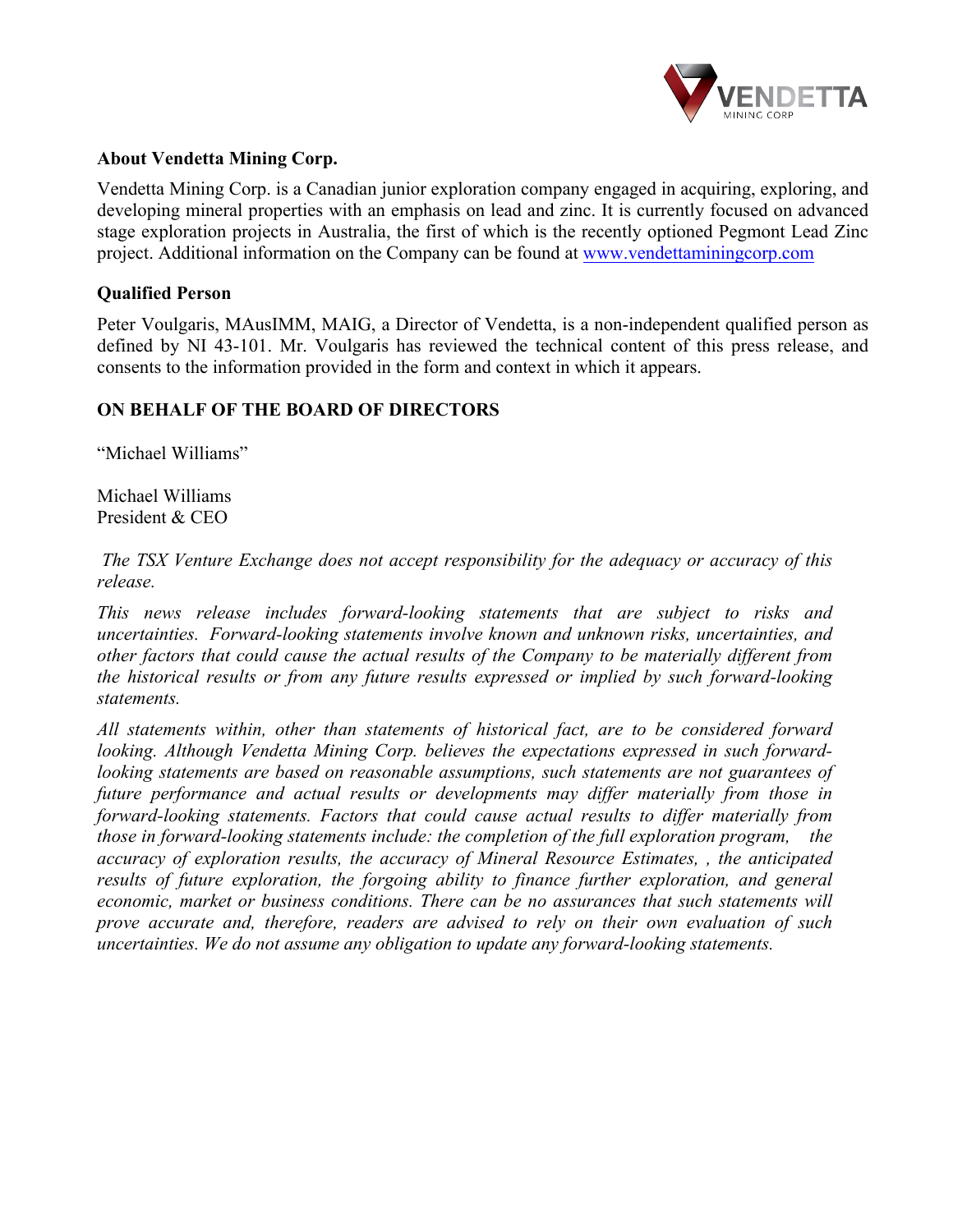### About Vendetta Mining Corp.

Vendetta Mining Corp. is a Canadian junior exploration company engaged in acquiring, exploring, and developing mineral properties with an emphasis on lead and zinc. It is currently focused on advanced stage exploration projects in Australia, the first of which is the recently optioned Pegmont Lead Zinc project. Additional information on the Company can be found at [www.vendettaminingcorp.com](http://www.vendettaminingcorp.com)

### Qualified Person

Peter Voulgaris, MAusIMM, MAIG, a Director of Vendetta, is a non-independent qualified person as defined by NI 43-101. Mr. Voulgaris has reviewed the technical content of this press release, and consents to the information provided in the form and context in which it appears.

### ON BEHALF OF THE BOARD OF DIRECTORS

"Michael Williams"

Michael Williams
President & CEO

*The TSX Venture Exchange does not accept responsibility for the adequacy or accuracy of this release.*

*This news release includes forward-looking statements that are subject to risks and uncertainties. Forward-looking statements involve known and unknown risks, uncertainties, and other factors that could cause the actual results of the Company to be materially different from the historical results or from any future results expressed or implied by such forward-looking statements.*

*All statements within, other than statements of historical fact, are to be considered forward looking. Although Vendetta Mining Corp. believes the expectations expressed in such forward-looking statements are based on reasonable assumptions, such statements are not guarantees of future performance and actual results or developments may differ materially from those in forward-looking statements. Factors that could cause actual results to differ materially from those in forward-looking statements include: the completion of the full exploration program, the accuracy of exploration results, the accuracy of Mineral Resource Estimates, , the anticipated results of future exploration, the forgoing ability to finance further exploration, and general economic, market or business conditions. There can be no assurances that such statements will prove accurate and, therefore, readers are advised to rely on their own evaluation of such uncertainties. We do not assume any obligation to update any forward-looking statements.*